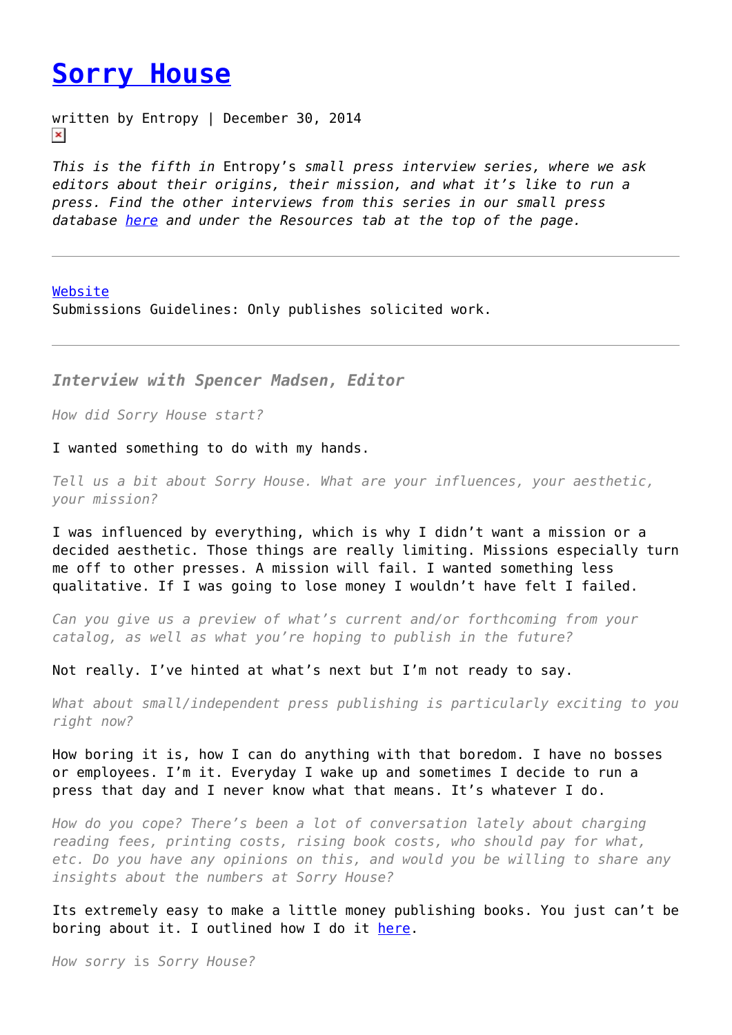# Sorry House

written by Entropy | December 30, 2014

*This is the fifth in* Entropy's *small press interview series, where we ask editors about their origins, their mission, and what it's like to run a press. Find the other interviews from this series in our small press database here and under the Resources tab at the top of the page.*

---

Website
Submissions Guidelines: Only publishes solicited work.

---

### *Interview with Spencer Madsen, Editor*

*How did Sorry House start?*

I wanted something to do with my hands.

*Tell us a bit about Sorry House. What are your influences, your aesthetic, your mission?*

I was influenced by everything, which is why I didn't want a mission or a decided aesthetic. Those things are really limiting. Missions especially turn me off to other presses. A mission will fail. I wanted something less qualitative. If I was going to lose money I wouldn't have felt I failed.

*Can you give us a preview of what's current and/or forthcoming from your catalog, as well as what you're hoping to publish in the future?*

Not really. I've hinted at what's next but I'm not ready to say.

*What about small/independent press publishing is particularly exciting to you right now?*

How boring it is, how I can do anything with that boredom. I have no bosses or employees. I'm it. Everyday I wake up and sometimes I decide to run a press that day and I never know what that means. It's whatever I do.

*How do you cope? There's been a lot of conversation lately about charging reading fees, printing costs, rising book costs, who should pay for what, etc. Do you have any opinions on this, and would you be willing to share any insights about the numbers at Sorry House?*

Its extremely easy to make a little money publishing books. You just can't be boring about it. I outlined how I do it here.

*How sorry is Sorry House?*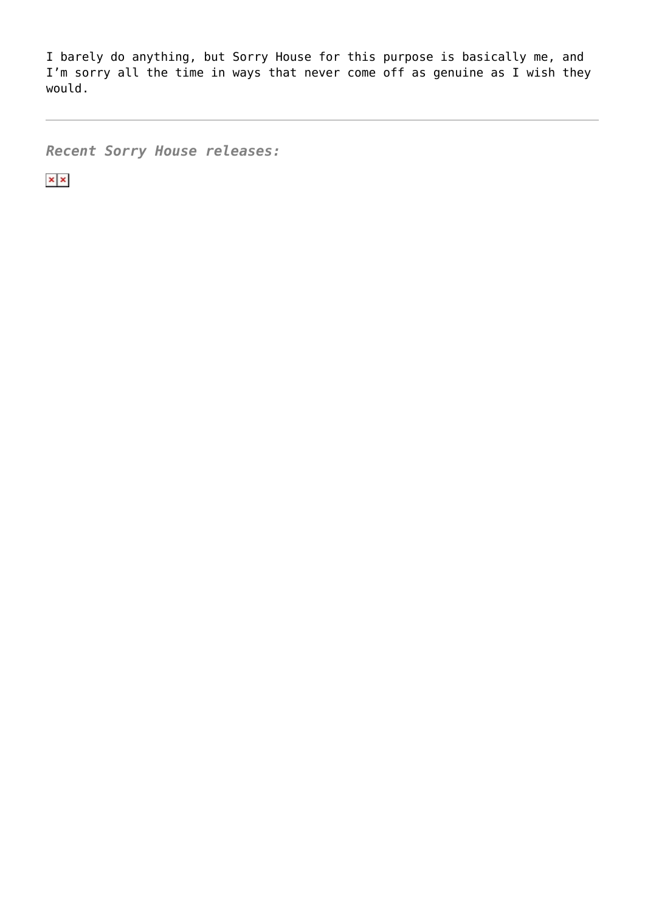I barely do anything, but Sorry House for this purpose is basically me, and I'm sorry all the time in ways that never come off as genuine as I wish they would.

---

***Recent Sorry House releases:***